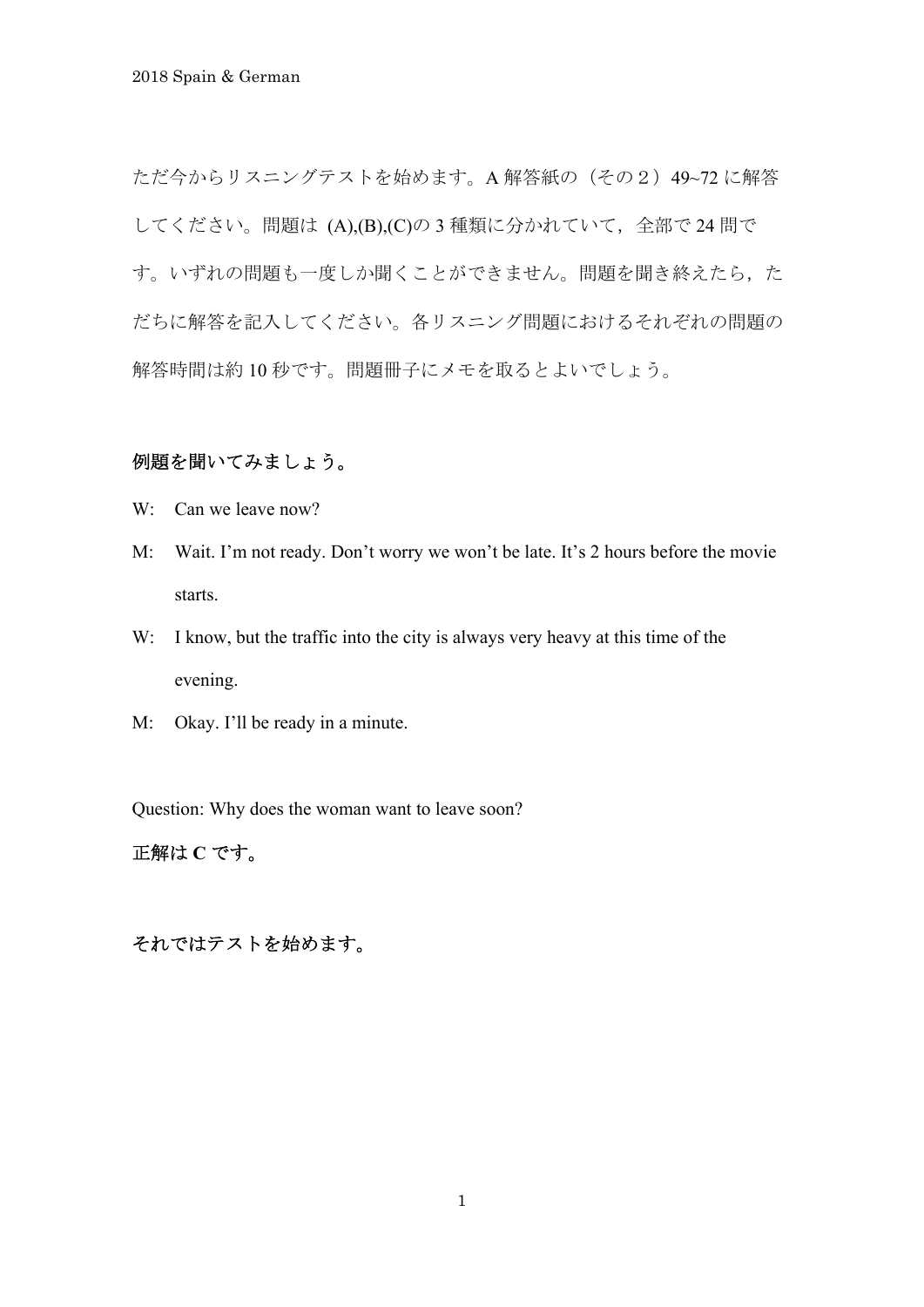ただ今からリスニングテストを始めます。A 解答紙の（その２）49~72 に解答してください。問題は (A),(B),(C)の 3 種類に分かれていて，全部で 24 問です。いずれの問題も一度しか聞くことができません。問題を聞き終えたら，ただちに解答を記入してください。各リスニング問題におけるそれぞれの問題の解答時間は約 10 秒です。問題冊子にメモを取るとよいでしょう。

**例題を聞いてみましょう。**

W: Can we leave now?

M: Wait. I'm not ready. Don't worry we won't be late. It's 2 hours before the movie starts.

W: I know, but the traffic into the city is always very heavy at this time of the evening.

M: Okay. I'll be ready in a minute.

Question: Why does the woman want to leave soon?

**正解は C です。**

**それではテストを始めます。**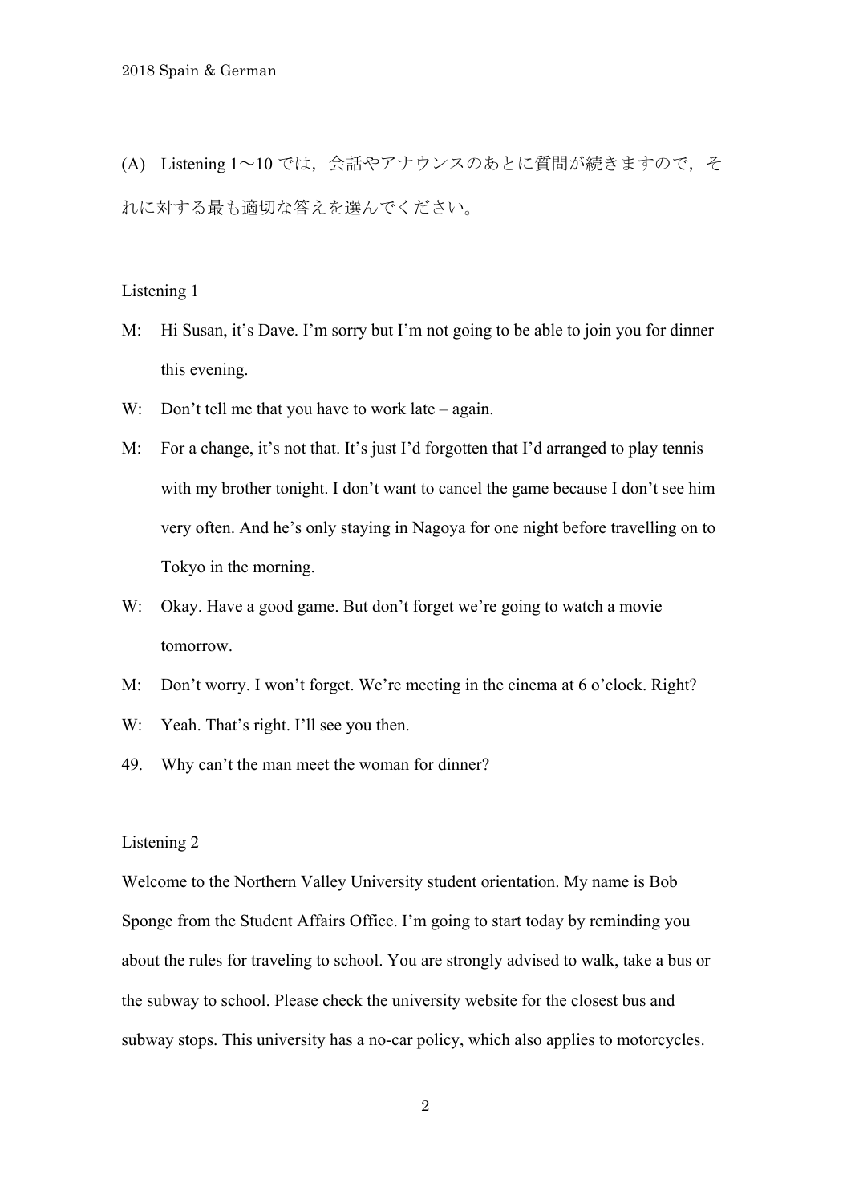(A) Listening 1〜10 では，会話やアナウンスのあとに質問が続きますので，それに対する最も適切な答えを選んでください。

Listening 1

M: Hi Susan, it's Dave. I'm sorry but I'm not going to be able to join you for dinner this evening.

W: Don't tell me that you have to work late – again.

M: For a change, it's not that. It's just I'd forgotten that I'd arranged to play tennis with my brother tonight. I don't want to cancel the game because I don't see him very often. And he's only staying in Nagoya for one night before travelling on to Tokyo in the morning.

W: Okay. Have a good game. But don't forget we're going to watch a movie tomorrow.

M: Don't worry. I won't forget. We're meeting in the cinema at 6 o'clock. Right?

W: Yeah. That's right. I'll see you then.

49. Why can't the man meet the woman for dinner?

Listening 2

Welcome to the Northern Valley University student orientation. My name is Bob Sponge from the Student Affairs Office. I'm going to start today by reminding you about the rules for traveling to school. You are strongly advised to walk, take a bus or the subway to school. Please check the university website for the closest bus and subway stops. This university has a no-car policy, which also applies to motorcycles.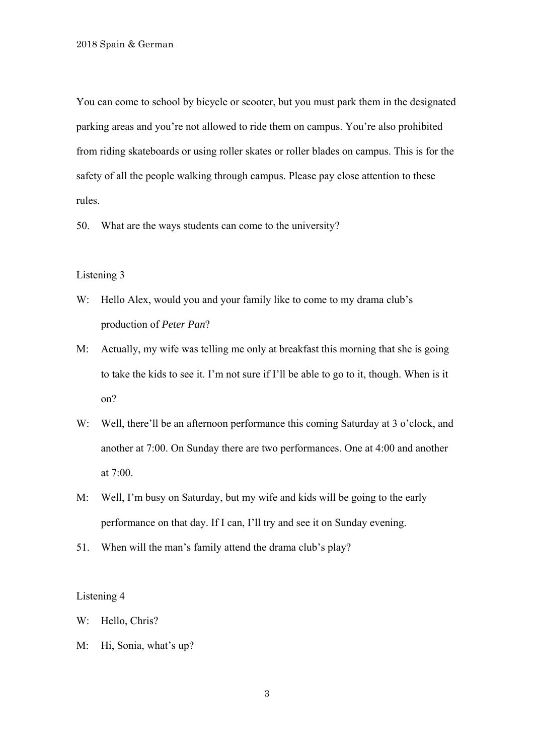You can come to school by bicycle or scooter, but you must park them in the designated parking areas and you're not allowed to ride them on campus. You're also prohibited from riding skateboards or using roller skates or roller blades on campus. This is for the safety of all the people walking through campus. Please pay close attention to these rules.

50. What are the ways students can come to the university?

Listening 3

W: Hello Alex, would you and your family like to come to my drama club's production of *Peter Pan*?

M: Actually, my wife was telling me only at breakfast this morning that she is going to take the kids to see it. I'm not sure if I'll be able to go to it, though. When is it on?

W: Well, there'll be an afternoon performance this coming Saturday at 3 o'clock, and another at 7:00. On Sunday there are two performances. One at 4:00 and another at 7:00.

M: Well, I'm busy on Saturday, but my wife and kids will be going to the early performance on that day. If I can, I'll try and see it on Sunday evening.

51. When will the man's family attend the drama club's play?

Listening 4

W: Hello, Chris?

M: Hi, Sonia, what's up?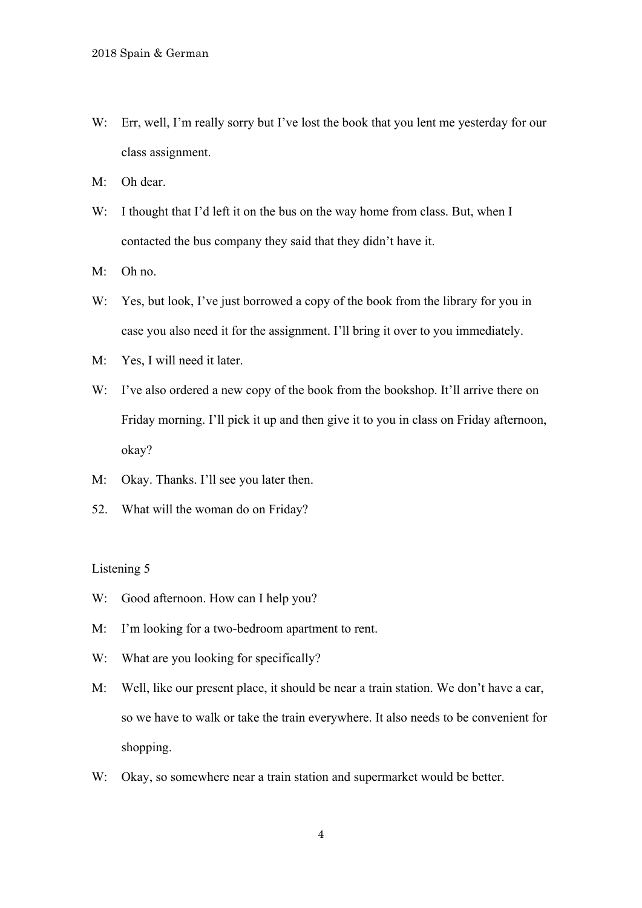W: Err, well, I'm really sorry but I've lost the book that you lent me yesterday for our class assignment.

M: Oh dear.

W: I thought that I'd left it on the bus on the way home from class. But, when I contacted the bus company they said that they didn't have it.

M: Oh no.

W: Yes, but look, I've just borrowed a copy of the book from the library for you in case you also need it for the assignment. I'll bring it over to you immediately.

M: Yes, I will need it later.

W: I've also ordered a new copy of the book from the bookshop. It'll arrive there on Friday morning. I'll pick it up and then give it to you in class on Friday afternoon, okay?

M: Okay. Thanks. I'll see you later then.

52. What will the woman do on Friday?

Listening 5

W: Good afternoon. How can I help you?

M: I'm looking for a two-bedroom apartment to rent.

W: What are you looking for specifically?

M: Well, like our present place, it should be near a train station. We don't have a car, so we have to walk or take the train everywhere. It also needs to be convenient for shopping.

W: Okay, so somewhere near a train station and supermarket would be better.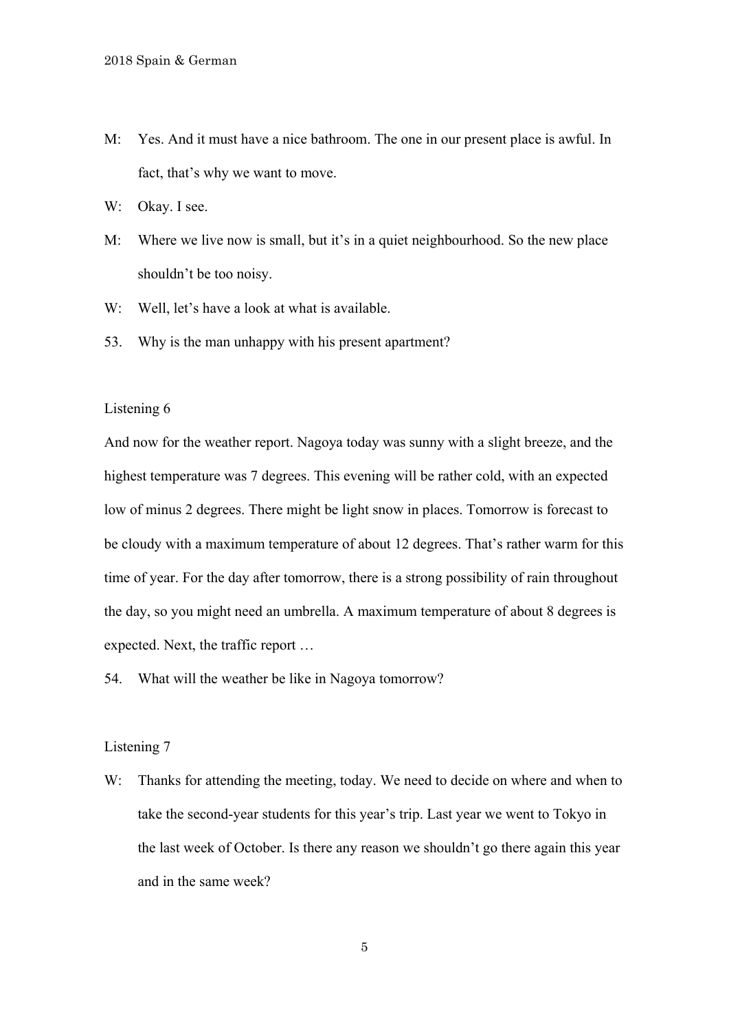M: Yes. And it must have a nice bathroom. The one in our present place is awful. In fact, that's why we want to move.

W: Okay. I see.

M: Where we live now is small, but it's in a quiet neighbourhood. So the new place shouldn't be too noisy.

W: Well, let's have a look at what is available.

53. Why is the man unhappy with his present apartment?

Listening 6

And now for the weather report. Nagoya today was sunny with a slight breeze, and the highest temperature was 7 degrees. This evening will be rather cold, with an expected low of minus 2 degrees. There might be light snow in places. Tomorrow is forecast to be cloudy with a maximum temperature of about 12 degrees. That's rather warm for this time of year. For the day after tomorrow, there is a strong possibility of rain throughout the day, so you might need an umbrella. A maximum temperature of about 8 degrees is expected. Next, the traffic report …

54. What will the weather be like in Nagoya tomorrow?

Listening 7

W: Thanks for attending the meeting, today. We need to decide on where and when to take the second-year students for this year's trip. Last year we went to Tokyo in the last week of October. Is there any reason we shouldn't go there again this year and in the same week?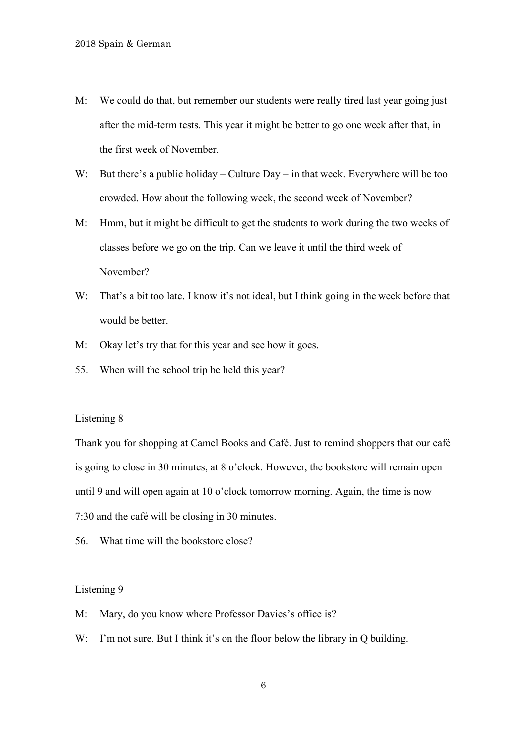M: We could do that, but remember our students were really tired last year going just after the mid-term tests. This year it might be better to go one week after that, in the first week of November.

W: But there's a public holiday – Culture Day – in that week. Everywhere will be too crowded. How about the following week, the second week of November?

M: Hmm, but it might be difficult to get the students to work during the two weeks of classes before we go on the trip. Can we leave it until the third week of November?

W: That's a bit too late. I know it's not ideal, but I think going in the week before that would be better.

M: Okay let's try that for this year and see how it goes.

55. When will the school trip be held this year?

Listening 8

Thank you for shopping at Camel Books and Café. Just to remind shoppers that our café is going to close in 30 minutes, at 8 o'clock. However, the bookstore will remain open until 9 and will open again at 10 o'clock tomorrow morning. Again, the time is now 7:30 and the café will be closing in 30 minutes.

56. What time will the bookstore close?

Listening 9

M: Mary, do you know where Professor Davies's office is?

W: I'm not sure. But I think it's on the floor below the library in Q building.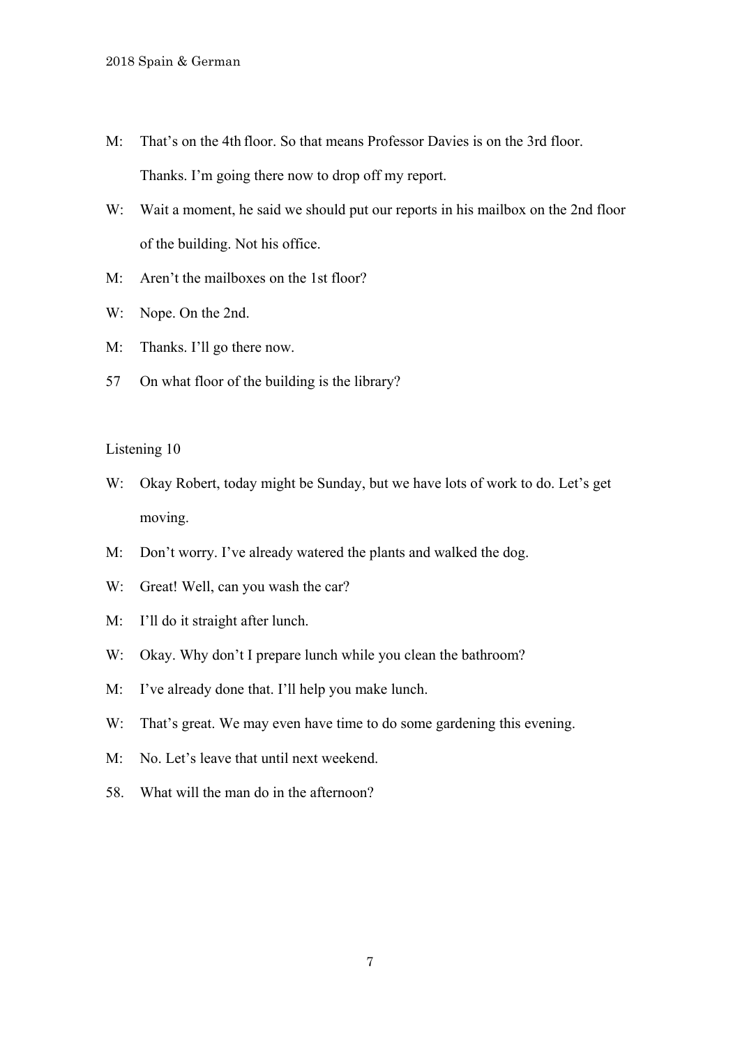M: That’s on the 4th floor. So that means Professor Davies is on the 3rd floor. Thanks. I’m going there now to drop off my report.

W: Wait a moment, he said we should put our reports in his mailbox on the 2nd floor of the building. Not his office.

M: Aren’t the mailboxes on the 1st floor?

W: Nope. On the 2nd.

M: Thanks. I’ll go there now.

57 On what floor of the building is the library?

Listening 10

W: Okay Robert, today might be Sunday, but we have lots of work to do. Let’s get moving.

M: Don’t worry. I’ve already watered the plants and walked the dog.

W: Great! Well, can you wash the car?

M: I’ll do it straight after lunch.

W: Okay. Why don’t I prepare lunch while you clean the bathroom?

M: I’ve already done that. I’ll help you make lunch.

W: That’s great. We may even have time to do some gardening this evening.

M: No. Let’s leave that until next weekend.

58. What will the man do in the afternoon?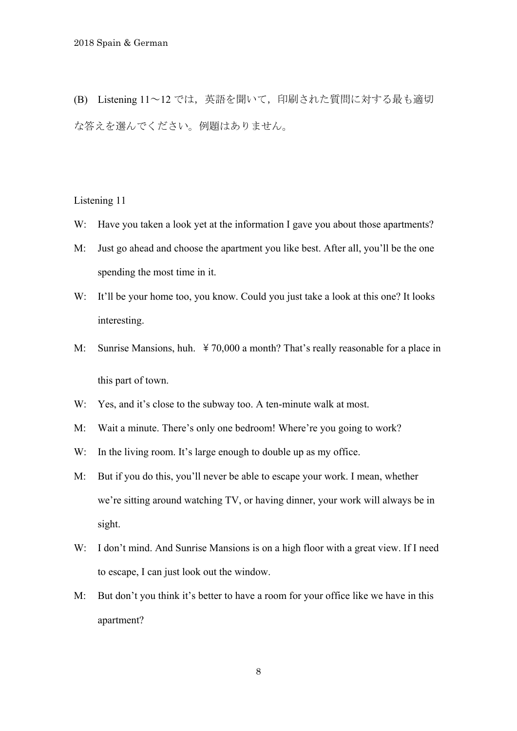(B) Listening 11～12 では，英語を聞いて，印刷された質問に対する最も適切な答えを選んでください。例題はありません。

Listening 11

W: Have you taken a look yet at the information I gave you about those apartments?

M: Just go ahead and choose the apartment you like best. After all, you'll be the one spending the most time in it.

W: It'll be your home too, you know. Could you just take a look at this one? It looks interesting.

M: Sunrise Mansions, huh. ￥70,000 a month? That's really reasonable for a place in this part of town.

W: Yes, and it's close to the subway too. A ten-minute walk at most.

M: Wait a minute. There's only one bedroom! Where're you going to work?

W: In the living room. It's large enough to double up as my office.

M: But if you do this, you'll never be able to escape your work. I mean, whether we're sitting around watching TV, or having dinner, your work will always be in sight.

W: I don't mind. And Sunrise Mansions is on a high floor with a great view. If I need to escape, I can just look out the window.

M: But don't you think it's better to have a room for your office like we have in this apartment?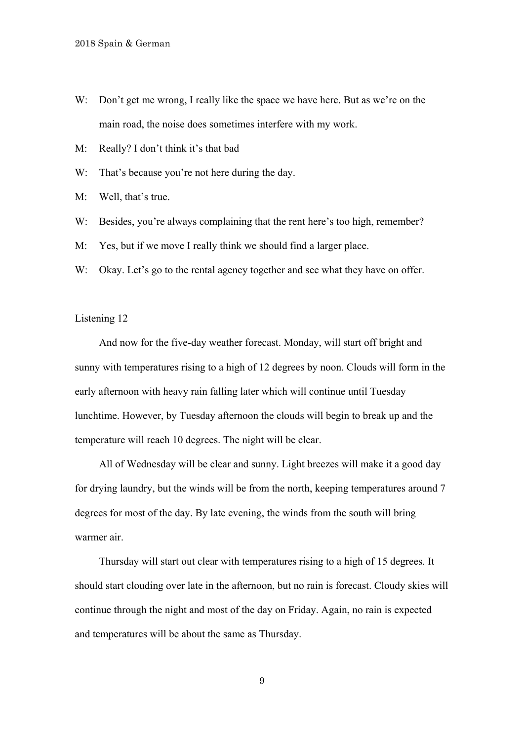W: Don't get me wrong, I really like the space we have here. But as we're on the main road, the noise does sometimes interfere with my work.

M: Really? I don't think it's that bad

W: That's because you're not here during the day.

M: Well, that's true.

W: Besides, you're always complaining that the rent here's too high, remember?

M: Yes, but if we move I really think we should find a larger place.

W: Okay. Let's go to the rental agency together and see what they have on offer.

Listening 12

And now for the five-day weather forecast. Monday, will start off bright and sunny with temperatures rising to a high of 12 degrees by noon. Clouds will form in the early afternoon with heavy rain falling later which will continue until Tuesday lunchtime. However, by Tuesday afternoon the clouds will begin to break up and the temperature will reach 10 degrees. The night will be clear.

All of Wednesday will be clear and sunny. Light breezes will make it a good day for drying laundry, but the winds will be from the north, keeping temperatures around 7 degrees for most of the day. By late evening, the winds from the south will bring warmer air.

Thursday will start out clear with temperatures rising to a high of 15 degrees. It should start clouding over late in the afternoon, but no rain is forecast. Cloudy skies will continue through the night and most of the day on Friday. Again, no rain is expected and temperatures will be about the same as Thursday.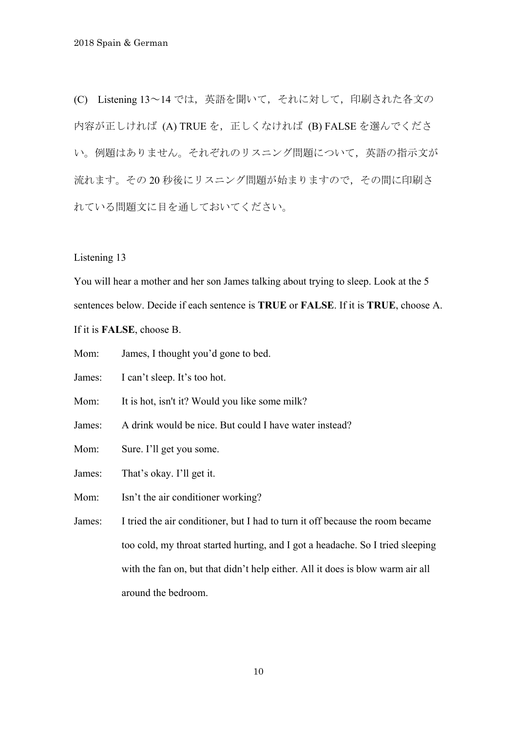(C)　Listening 13～14 では，英語を聞いて，それに対して，印刷された各文の内容が正しければ (A) TRUE を，正しくなければ (B) FALSE を選んでください。例題はありません。それぞれのリスニング問題について，英語の指示文が流れます。その 20 秒後にリスニング問題が始まりますので，その間に印刷されている問題文に目を通しておいてください。

Listening 13

You will hear a mother and her son James talking about trying to sleep. Look at the 5 sentences below. Decide if each sentence is **TRUE** or **FALSE**. If it is **TRUE**, choose A. If it is **FALSE**, choose B.

Mom:　James, I thought you'd gone to bed.

James:　I can't sleep. It's too hot.

Mom:　It is hot, isn't it? Would you like some milk?

James:　A drink would be nice. But could I have water instead?

Mom:　Sure. I'll get you some.

James:　That's okay. I'll get it.

Mom:　Isn't the air conditioner working?

James:　I tried the air conditioner, but I had to turn it off because the room became too cold, my throat started hurting, and I got a headache. So I tried sleeping with the fan on, but that didn't help either. All it does is blow warm air all around the bedroom.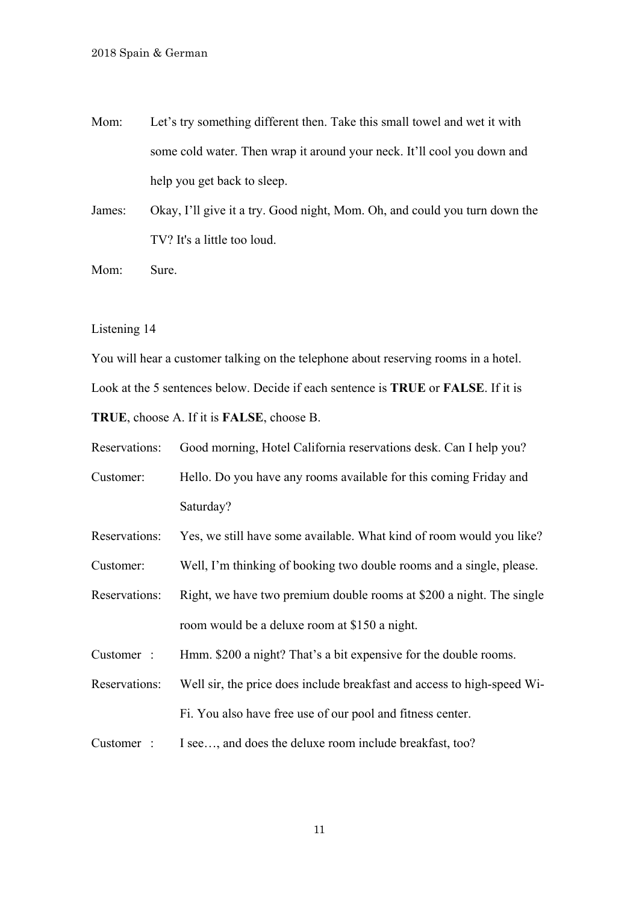Mom: Let's try something different then. Take this small towel and wet it with some cold water. Then wrap it around your neck. It'll cool you down and help you get back to sleep.

James: Okay, I'll give it a try. Good night, Mom. Oh, and could you turn down the TV? It's a little too loud.

Mom: Sure.

Listening 14

You will hear a customer talking on the telephone about reserving rooms in a hotel. Look at the 5 sentences below. Decide if each sentence is **TRUE** or **FALSE**. If it is **TRUE**, choose A. If it is **FALSE**, choose B.

Reservations: Good morning, Hotel California reservations desk. Can I help you?

Customer: Hello. Do you have any rooms available for this coming Friday and Saturday?

Reservations: Yes, we still have some available. What kind of room would you like?

Customer: Well, I'm thinking of booking two double rooms and a single, please.

Reservations: Right, we have two premium double rooms at $200 a night. The single room would be a deluxe room at $150 a night.

Customer : Hmm. $200 a night? That's a bit expensive for the double rooms.

Reservations: Well sir, the price does include breakfast and access to high-speed Wi-Fi. You also have free use of our pool and fitness center.

Customer : I see…, and does the deluxe room include breakfast, too?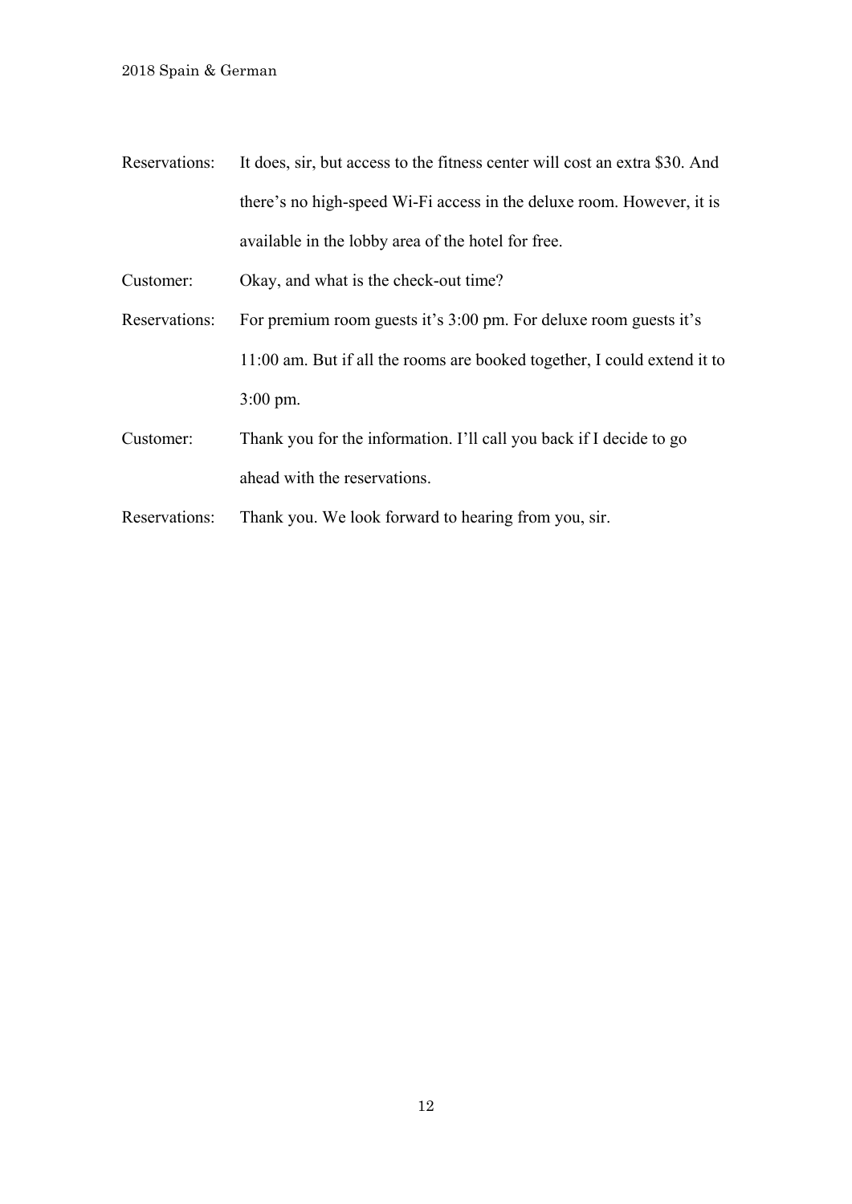Reservations: It does, sir, but access to the fitness center will cost an extra $30. And there's no high-speed Wi-Fi access in the deluxe room. However, it is available in the lobby area of the hotel for free.

Customer: Okay, and what is the check-out time?

Reservations: For premium room guests it's 3:00 pm. For deluxe room guests it's 11:00 am. But if all the rooms are booked together, I could extend it to 3:00 pm.

Customer: Thank you for the information. I'll call you back if I decide to go ahead with the reservations.

Reservations: Thank you. We look forward to hearing from you, sir.